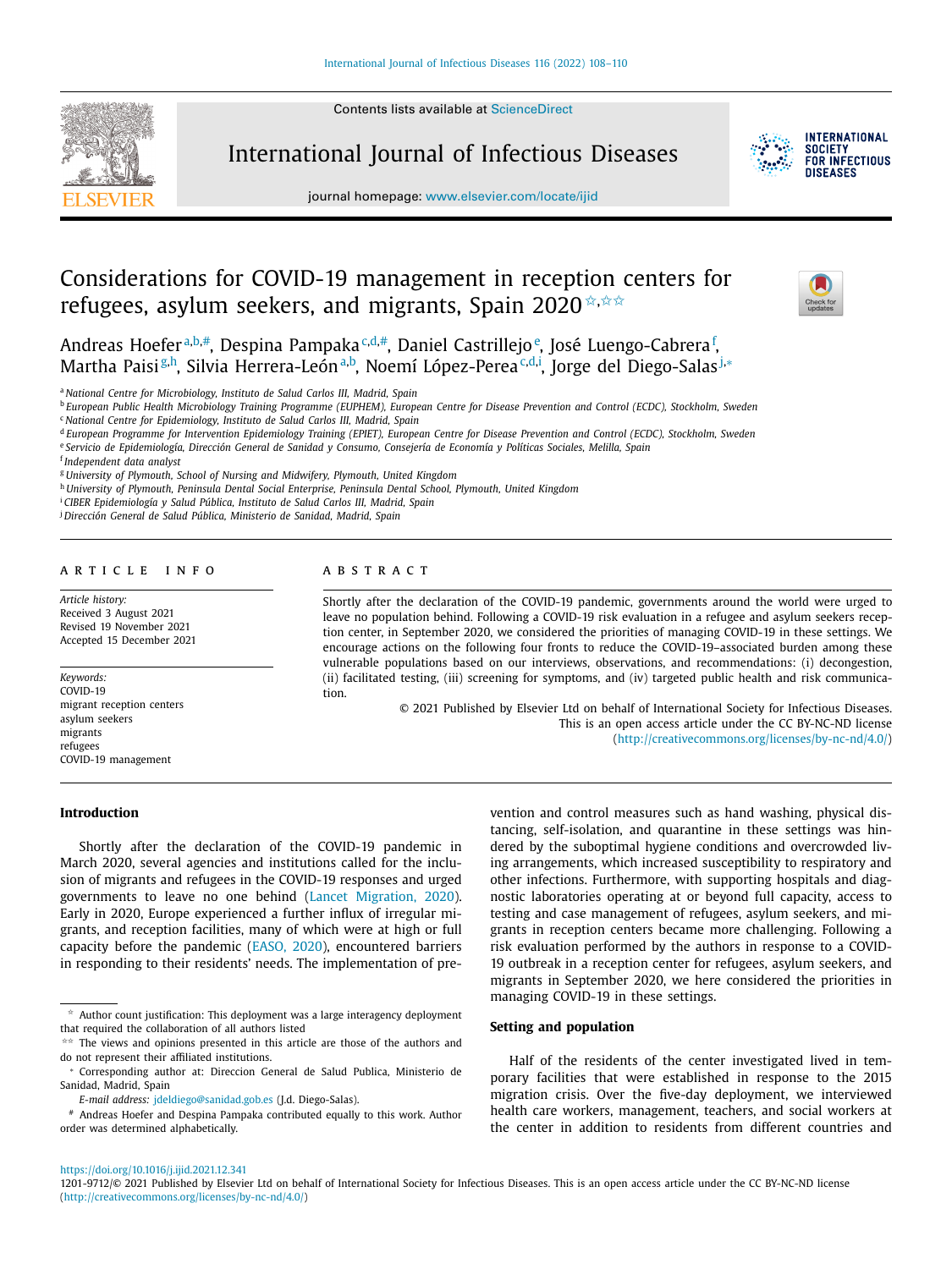# Considerations for COVID-19 management in reception centers for refugees, asylum seekers, and migrants, Spain 2020[☆,☆☆]

Andreas Hoefer[a,b,#], Despina Pampaka[c,d,#], Daniel Castrillejo[e], José Luengo-Cabrera[f], Martha Paisi[g,h], Silvia Herrera-León[a,b], Noemí López-Perea[c,d,i], Jorge del Diego-Salas[j,*]

[a] National Centre for Microbiology, Instituto de Salud Carlos III, Madrid, Spain
[b] European Public Health Microbiology Training Programme (EUPHEM), European Centre for Disease Prevention and Control (ECDC), Stockholm, Sweden
[c] National Centre for Epidemiology, Instituto de Salud Carlos III, Madrid, Spain
[d] European Programme for Intervention Epidemiology Training (EPIET), European Centre for Disease Prevention and Control (ECDC), Stockholm, Sweden
[e] Servicio de Epidemiología, Dirección General de Sanidad y Consumo, Consejería de Economía y Políticas Sociales, Melilla, Spain
[f] Independent data analyst
[g] University of Plymouth, School of Nursing and Midwifery, Plymouth, United Kingdom
[h] University of Plymouth, Peninsula Dental Social Enterprise, Peninsula Dental School, Plymouth, United Kingdom
[i] CIBER Epidemiología y Salud Pública, Instituto de Salud Carlos III, Madrid, Spain
[j] Dirección General de Salud Pública, Ministerio de Sanidad, Madrid, Spain

## ARTICLE INFO

*Article history:*
Received 3 August 2021
Revised 19 November 2021
Accepted 15 December 2021

*Keywords:*
COVID-19
migrant reception centers
asylum seekers
migrants
refugees
COVID-19 management

## ABSTRACT

Shortly after the declaration of the COVID-19 pandemic, governments around the world were urged to leave no population behind. Following a COVID-19 risk evaluation in a refugee and asylum seekers reception center, in September 2020, we considered the priorities of managing COVID-19 in these settings. We encourage actions on the following four fronts to reduce the COVID-19–associated burden among these vulnerable populations based on our interviews, observations, and recommendations: (i) decongestion, (ii) facilitated testing, (iii) screening for symptoms, and (iv) targeted public health and risk communication.

© 2021 Published by Elsevier Ltd on behalf of International Society for Infectious Diseases. This is an open access article under the CC BY-NC-ND license (http://creativecommons.org/licenses/by-nc-nd/4.0/)

## Introduction

Shortly after the declaration of the COVID-19 pandemic in March 2020, several agencies and institutions called for the inclusion of migrants and refugees in the COVID-19 responses and urged governments to leave no one behind (Lancet Migration, 2020). Early in 2020, Europe experienced a further influx of irregular migrants, and reception facilities, many of which were at high or full capacity before the pandemic (EASO, 2020), encountered barriers in responding to their residents' needs. The implementation of prevention and control measures such as hand washing, physical distancing, self-isolation, and quarantine in these settings was hindered by the suboptimal hygiene conditions and overcrowded living arrangements, which increased susceptibility to respiratory and other infections. Furthermore, with supporting hospitals and diagnostic laboratories operating at or beyond full capacity, access to testing and case management of refugees, asylum seekers, and migrants in reception centers became more challenging. Following a risk evaluation performed by the authors in response to a COVID-19 outbreak in a reception center for refugees, asylum seekers, and migrants in September 2020, we here considered the priorities in managing COVID-19 in these settings.

## Setting and population

Half of the residents of the center investigated lived in temporary facilities that were established in response to the 2015 migration crisis. Over the five-day deployment, we interviewed health care workers, management, teachers, and social workers at the center in addition to residents from different countries and

---

☆ Author count justification: This deployment was a large interagency deployment that required the collaboration of all authors listed

☆☆ The views and opinions presented in this article are those of the authors and do not represent their affiliated institutions.

\* Corresponding author at: Direccion General de Salud Publica, Ministerio de Sanidad, Madrid, Spain

*E-mail address:* jdeldiego@sanidad.gob.es (J.d. Diego-Salas).

\# Andreas Hoefer and Despina Pampaka contributed equally to this work. Author order was determined alphabetically.

https://doi.org/10.1016/j.ijid.2021.12.341
1201-9712/© 2021 Published by Elsevier Ltd on behalf of International Society for Infectious Diseases. This is an open access article under the CC BY-NC-ND license (http://creativecommons.org/licenses/by-nc-nd/4.0/)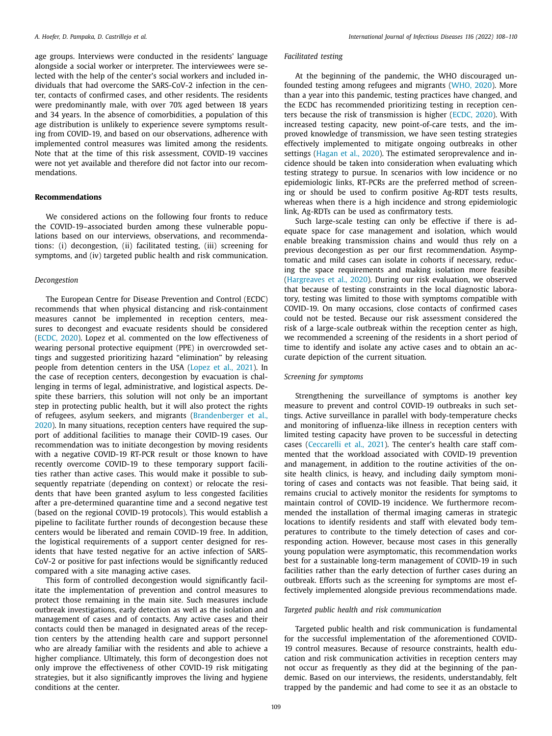age groups. Interviews were conducted in the residents' language alongside a social worker or interpreter. The interviewees were selected with the help of the center's social workers and included individuals that had overcome the SARS-CoV-2 infection in the center, contacts of confirmed cases, and other residents. The residents were predominantly male, with over 70% aged between 18 years and 34 years. In the absence of comorbidities, a population of this age distribution is unlikely to experience severe symptoms resulting from COVID-19, and based on our observations, adherence with implemented control measures was limited among the residents. Note that at the time of this risk assessment, COVID-19 vaccines were not yet available and therefore did not factor into our recommendations.

## Recommendations

We considered actions on the following four fronts to reduce the COVID-19–associated burden among these vulnerable populations based on our interviews, observations, and recommendations: (i) decongestion, (ii) facilitated testing, (iii) screening for symptoms, and (iv) targeted public health and risk communication.

### *Decongestion*

The European Centre for Disease Prevention and Control (ECDC) recommends that when physical distancing and risk-containment measures cannot be implemented in reception centers, measures to decongest and evacuate residents should be considered (ECDC, 2020). Lopez et al. commented on the low effectiveness of wearing personal protective equipment (PPE) in overcrowded settings and suggested prioritizing hazard "elimination" by releasing people from detention centers in the USA (Lopez et al., 2021). In the case of reception centers, decongestion by evacuation is challenging in terms of legal, administrative, and logistical aspects. Despite these barriers, this solution will not only be an important step in protecting public health, but it will also protect the rights of refugees, asylum seekers, and migrants (Brandenberger et al., 2020). In many situations, reception centers have required the support of additional facilities to manage their COVID-19 cases. Our recommendation was to initiate decongestion by moving residents with a negative COVID-19 RT-PCR result or those known to have recently overcome COVID-19 to these temporary support facilities rather than active cases. This would make it possible to subsequently repatriate (depending on context) or relocate the residents that have been granted asylum to less congested facilities after a pre-determined quarantine time and a second negative test (based on the regional COVID-19 protocols). This would establish a pipeline to facilitate further rounds of decongestion because these centers would be liberated and remain COVID-19 free. In addition, the logistical requirements of a support center designed for residents that have tested negative for an active infection of SARS-CoV-2 or positive for past infections would be significantly reduced compared with a site managing active cases.

This form of controlled decongestion would significantly facilitate the implementation of prevention and control measures to protect those remaining in the main site. Such measures include outbreak investigations, early detection as well as the isolation and management of cases and of contacts. Any active cases and their contacts could then be managed in designated areas of the reception centers by the attending health care and support personnel who are already familiar with the residents and able to achieve a higher compliance. Ultimately, this form of decongestion does not only improve the effectiveness of other COVID-19 risk mitigating strategies, but it also significantly improves the living and hygiene conditions at the center.

### *Facilitated testing*

At the beginning of the pandemic, the WHO discouraged unfounded testing among refugees and migrants (WHO, 2020). More than a year into this pandemic, testing practices have changed, and the ECDC has recommended prioritizing testing in reception centers because the risk of transmission is higher (ECDC, 2020). With increased testing capacity, new point-of-care tests, and the improved knowledge of transmission, we have seen testing strategies effectively implemented to mitigate ongoing outbreaks in other settings (Hagan et al., 2020). The estimated seroprevalence and incidence should be taken into consideration when evaluating which testing strategy to pursue. In scenarios with low incidence or no epidemiologic links, RT-PCRs are the preferred method of screening or should be used to confirm positive Ag-RDT tests results, whereas when there is a high incidence and strong epidemiologic link, Ag-RDTs can be used as confirmatory tests.

Such large-scale testing can only be effective if there is adequate space for case management and isolation, which would enable breaking transmission chains and would thus rely on a previous decongestion as per our first recommendation. Asymptomatic and mild cases can isolate in cohorts if necessary, reducing the space requirements and making isolation more feasible (Hargreaves et al., 2020). During our risk evaluation, we observed that because of testing constraints in the local diagnostic laboratory, testing was limited to those with symptoms compatible with COVID-19. On many occasions, close contacts of confirmed cases could not be tested. Because our risk assessment considered the risk of a large-scale outbreak within the reception center as high, we recommended a screening of the residents in a short period of time to identify and isolate any active cases and to obtain an accurate depiction of the current situation.

### *Screening for symptoms*

Strengthening the surveillance of symptoms is another key measure to prevent and control COVID-19 outbreaks in such settings. Active surveillance in parallel with body-temperature checks and monitoring of influenza-like illness in reception centers with limited testing capacity have proven to be successful in detecting cases (Ceccarelli et al., 2021). The center's health care staff commented that the workload associated with COVID-19 prevention and management, in addition to the routine activities of the onsite health clinics, is heavy, and including daily symptom monitoring of cases and contacts was not feasible. That being said, it remains crucial to actively monitor the residents for symptoms to maintain control of COVID-19 incidence. We furthermore recommended the installation of thermal imaging cameras in strategic locations to identify residents and staff with elevated body temperatures to contribute to the timely detection of cases and corresponding action. However, because most cases in this generally young population were asymptomatic, this recommendation works best for a sustainable long-term management of COVID-19 in such facilities rather than the early detection of further cases during an outbreak. Efforts such as the screening for symptoms are most effectively implemented alongside previous recommendations made.

### *Targeted public health and risk communication*

Targeted public health and risk communication is fundamental for the successful implementation of the aforementioned COVID-19 control measures. Because of resource constraints, health education and risk communication activities in reception centers may not occur as frequently as they did at the beginning of the pandemic. Based on our interviews, the residents, understandably, felt trapped by the pandemic and had come to see it as an obstacle to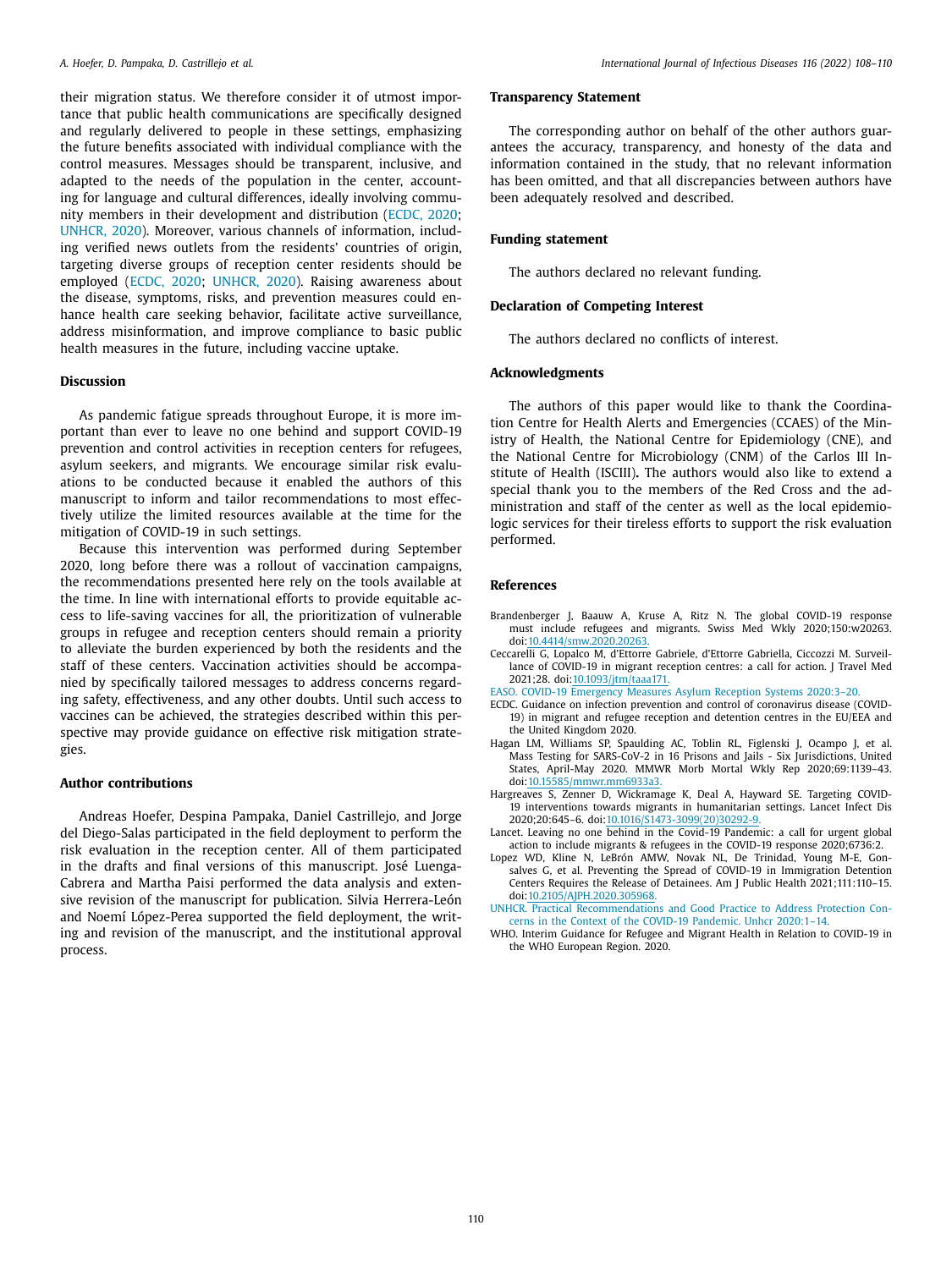their migration status. We therefore consider it of utmost importance that public health communications are specifically designed and regularly delivered to people in these settings, emphasizing the future benefits associated with individual compliance with the control measures. Messages should be transparent, inclusive, and adapted to the needs of the population in the center, accounting for language and cultural differences, ideally involving community members in their development and distribution (ECDC, 2020; UNHCR, 2020). Moreover, various channels of information, including verified news outlets from the residents' countries of origin, targeting diverse groups of reception center residents should be employed (ECDC, 2020; UNHCR, 2020). Raising awareness about the disease, symptoms, risks, and prevention measures could enhance health care seeking behavior, facilitate active surveillance, address misinformation, and improve compliance to basic public health measures in the future, including vaccine uptake.

## Discussion

As pandemic fatigue spreads throughout Europe, it is more important than ever to leave no one behind and support COVID-19 prevention and control activities in reception centers for refugees, asylum seekers, and migrants. We encourage similar risk evaluations to be conducted because it enabled the authors of this manuscript to inform and tailor recommendations to most effectively utilize the limited resources available at the time for the mitigation of COVID-19 in such settings.

Because this intervention was performed during September 2020, long before there was a rollout of vaccination campaigns, the recommendations presented here rely on the tools available at the time. In line with international efforts to provide equitable access to life-saving vaccines for all, the prioritization of vulnerable groups in refugee and reception centers should remain a priority to alleviate the burden experienced by both the residents and the staff of these centers. Vaccination activities should be accompanied by specifically tailored messages to address concerns regarding safety, effectiveness, and any other doubts. Until such access to vaccines can be achieved, the strategies described within this perspective may provide guidance on effective risk mitigation strategies.

## Author contributions

Andreas Hoefer, Despina Pampaka, Daniel Castrillejo, and Jorge del Diego-Salas participated in the field deployment to perform the risk evaluation in the reception center. All of them participated in the drafts and final versions of this manuscript. José Luenga-Cabrera and Martha Paisi performed the data analysis and extensive revision of the manuscript for publication. Silvia Herrera-León and Noemí López-Perea supported the field deployment, the writing and revision of the manuscript, and the institutional approval process.

## Transparency Statement

The corresponding author on behalf of the other authors guarantees the accuracy, transparency, and honesty of the data and information contained in the study, that no relevant information has been omitted, and that all discrepancies between authors have been adequately resolved and described.

## Funding statement

The authors declared no relevant funding.

## Declaration of Competing Interest

The authors declared no conflicts of interest.

## Acknowledgments

The authors of this paper would like to thank the Coordination Centre for Health Alerts and Emergencies (CCAES) of the Ministry of Health, the National Centre for Epidemiology (CNE), and the National Centre for Microbiology (CNM) of the Carlos III Institute of Health (ISCIII)**.** The authors would also like to extend a special thank you to the members of the Red Cross and the administration and staff of the center as well as the local epidemiologic services for their tireless efforts to support the risk evaluation performed.

## References

Brandenberger J, Baauw A, Kruse A, Ritz N. The global COVID-19 response must include refugees and migrants. Swiss Med Wkly 2020;150:w20263. doi:10.4414/smw.2020.20263.

Ceccarelli G, Lopalco M, d'Ettorre Gabriele, d'Ettorre Gabriella, Ciccozzi M. Surveillance of COVID-19 in migrant reception centres: a call for action. J Travel Med 2021;28. doi:10.1093/jtm/taaa171.

EASO. COVID-19 Emergency Measures Asylum Reception Systems 2020:3–20.

ECDC. Guidance on infection prevention and control of coronavirus disease (COVID-19) in migrant and refugee reception and detention centres in the EU/EEA and the United Kingdom 2020.

Hagan LM, Williams SP, Spaulding AC, Toblin RL, Figlenski J, Ocampo J, et al. Mass Testing for SARS-CoV-2 in 16 Prisons and Jails - Six Jurisdictions, United States, April-May 2020. MMWR Morb Mortal Wkly Rep 2020;69:1139–43. doi:10.15585/mmwr.mm6933a3.

Hargreaves S, Zenner D, Wickramage K, Deal A, Hayward SE. Targeting COVID-19 interventions towards migrants in humanitarian settings. Lancet Infect Dis 2020;20:645–6. doi:10.1016/S1473-3099(20)30292-9.

Lancet. Leaving no one behind in the Covid-19 Pandemic: a call for urgent global action to include migrants & refugees in the COVID-19 response 2020;6736:2.

Lopez WD, Kline N, LeBrón AMW, Novak NL, De Trinidad, Young M-E, Gonsalves G, et al. Preventing the Spread of COVID-19 in Immigration Detention Centers Requires the Release of Detainees. Am J Public Health 2021;111:110–15. doi:10.2105/AJPH.2020.305968.

UNHCR. Practical Recommendations and Good Practice to Address Protection Concerns in the Context of the COVID-19 Pandemic. Unhcr 2020:1–14.

WHO. Interim Guidance for Refugee and Migrant Health in Relation to COVID-19 in the WHO European Region. 2020.